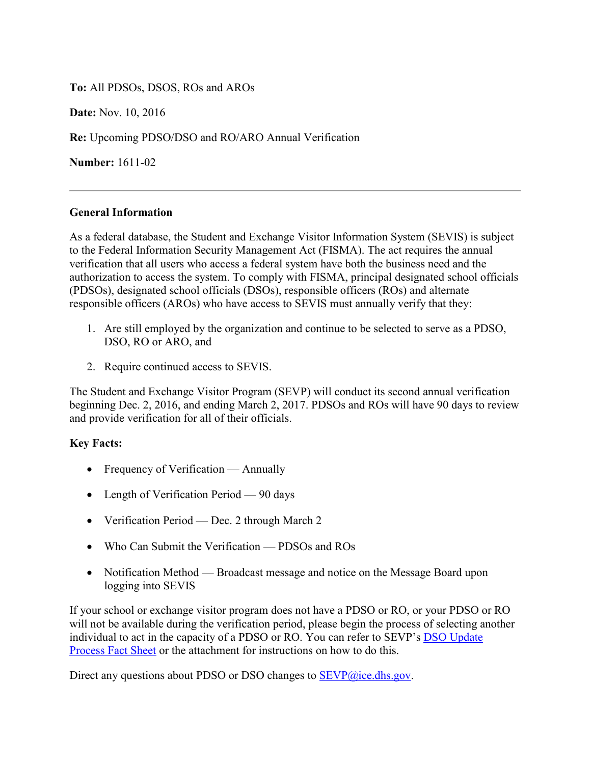**To:** All PDSOs, DSOS, ROs and AROs

**Date:** Nov. 10, 2016

**Re:** Upcoming PDSO/DSO and RO/ARO Annual Verification

**Number:** 1611-02

---

**General Information**

As a federal database, the Student and Exchange Visitor Information System (SEVIS) is subject to the Federal Information Security Management Act (FISMA). The act requires the annual verification that all users who access a federal system have both the business need and the authorization to access the system. To comply with FISMA, principal designated school officials (PDSOs), designated school officials (DSOs), responsible officers (ROs) and alternate responsible officers (AROs) who have access to SEVIS must annually verify that they:

1. Are still employed by the organization and continue to be selected to serve as a PDSO, DSO, RO or ARO, and
2. Require continued access to SEVIS.

The Student and Exchange Visitor Program (SEVP) will conduct its second annual verification beginning Dec. 2, 2016, and ending March 2, 2017. PDSOs and ROs will have 90 days to review and provide verification for all of their officials.

**Key Facts:**

- Frequency of Verification — Annually
- Length of Verification Period — 90 days
- Verification Period — Dec. 2 through March 2
- Who Can Submit the Verification — PDSOs and ROs
- Notification Method — Broadcast message and notice on the Message Board upon logging into SEVIS

If your school or exchange visitor program does not have a PDSO or RO, or your PDSO or RO will not be available during the verification period, please begin the process of selecting another individual to act in the capacity of a PDSO or RO. You can refer to SEVP's DSO Update Process Fact Sheet or the attachment for instructions on how to do this.

Direct any questions about PDSO or DSO changes to SEVP@ice.dhs.gov.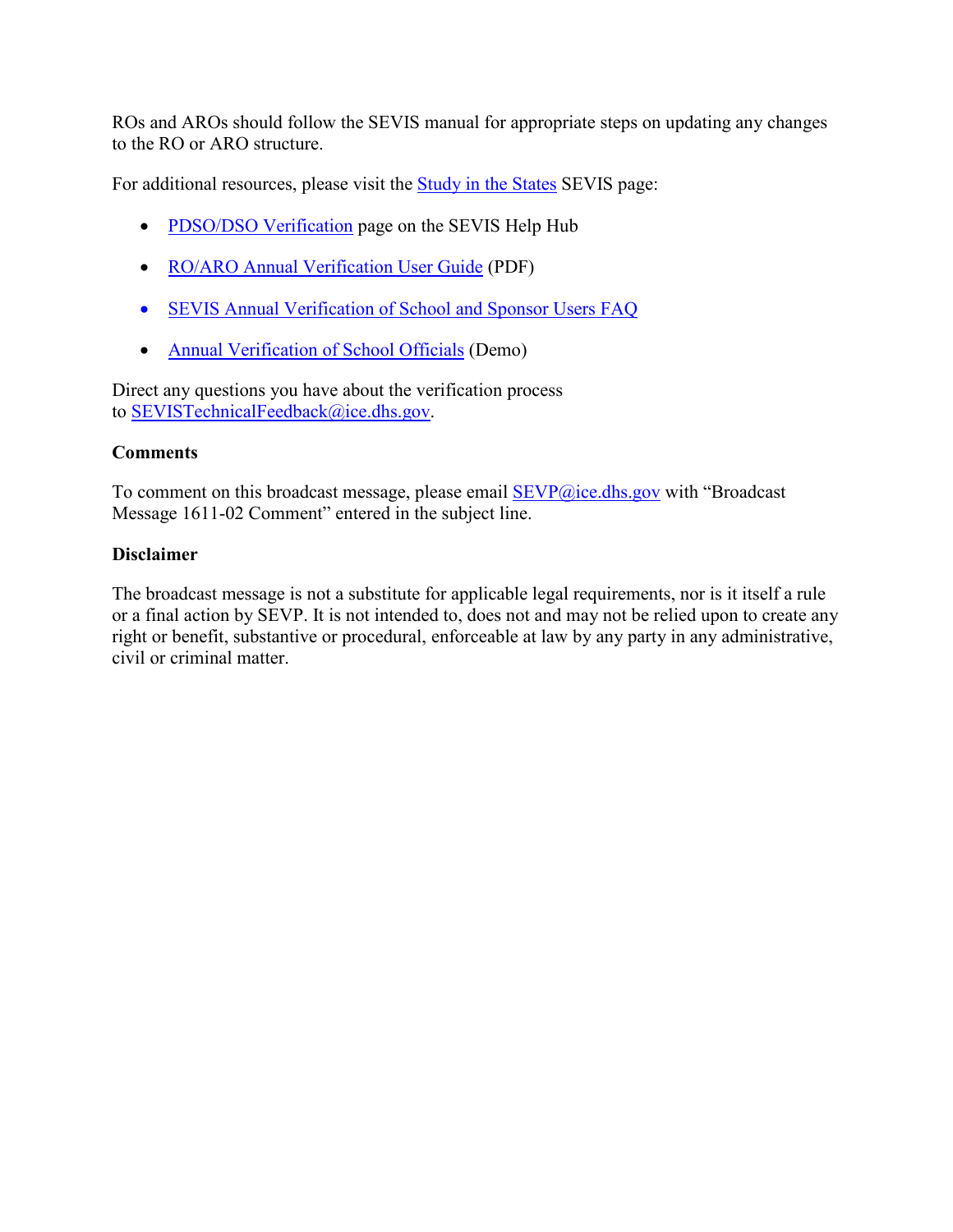ROs and AROs should follow the SEVIS manual for appropriate steps on updating any changes to the RO or ARO structure.

For additional resources, please visit the Study in the States SEVIS page:

- PDSO/DSO Verification page on the SEVIS Help Hub
- RO/ARO Annual Verification User Guide (PDF)
- SEVIS Annual Verification of School and Sponsor Users FAQ
- Annual Verification of School Officials (Demo)

Direct any questions you have about the verification process to SEVISTechnicalFeedback@ice.dhs.gov.

**Comments**

To comment on this broadcast message, please email SEVP@ice.dhs.gov with "Broadcast Message 1611-02 Comment" entered in the subject line.

**Disclaimer**

The broadcast message is not a substitute for applicable legal requirements, nor is it itself a rule or a final action by SEVP. It is not intended to, does not and may not be relied upon to create any right or benefit, substantive or procedural, enforceable at law by any party in any administrative, civil or criminal matter.